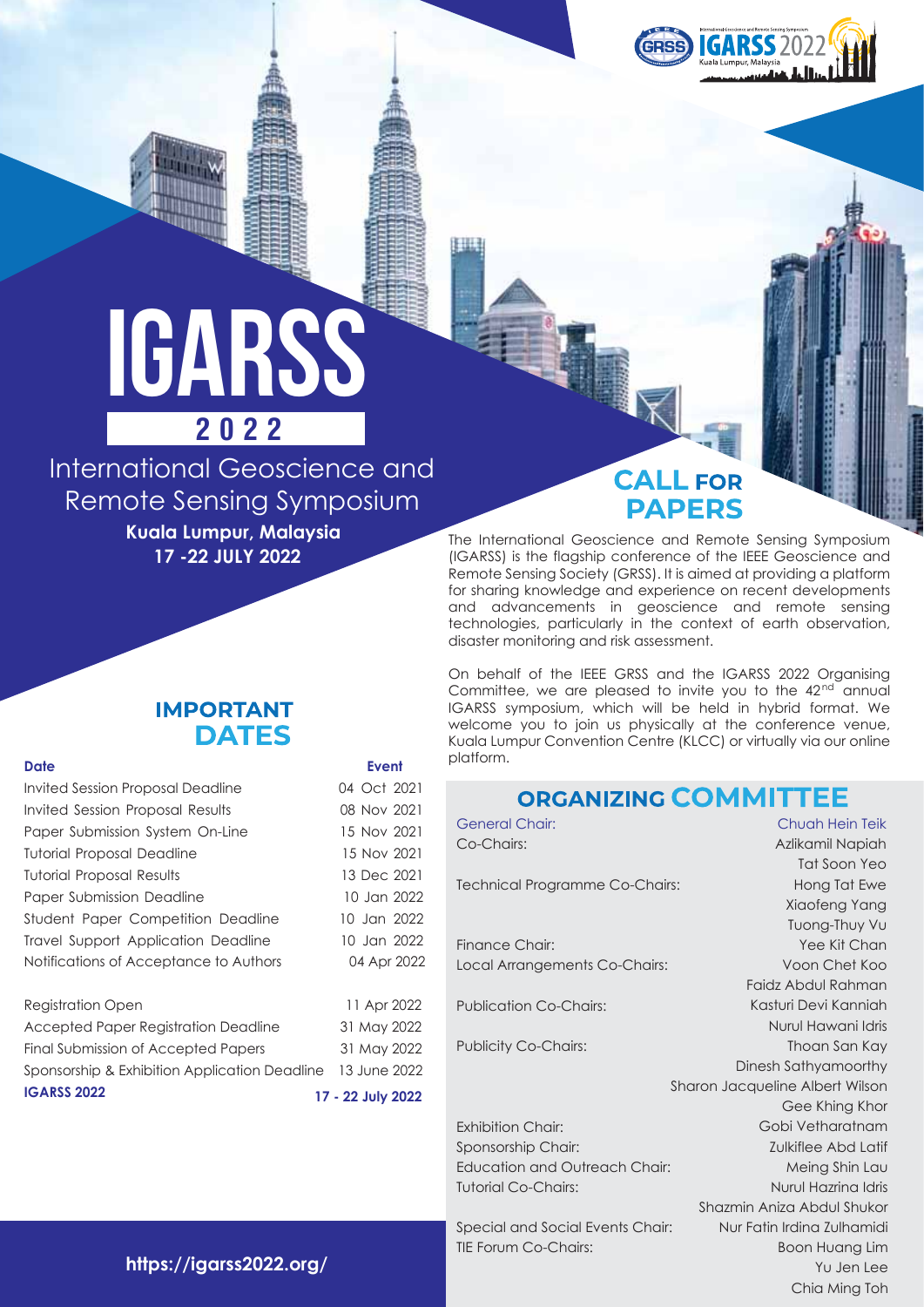# IGARSS 2022

## International Geoscience and Remote Sensing Symposium

**Kuala Lumpur, Malaysia**
**17 -22 JULY 2022**

## CALL FOR PAPERS

The International Geoscience and Remote Sensing Symposium (IGARSS) is the flagship conference of the IEEE Geoscience and Remote Sensing Society (GRSS). It is aimed at providing a platform for sharing knowledge and experience on recent developments and advancements in geoscience and remote sensing technologies, particularly in the context of earth observation, disaster monitoring and risk assessment.

On behalf of the IEEE GRSS and the IGARSS 2022 Organising Committee, we are pleased to invite you to the 42nd annual IGARSS symposium, which will be held in hybrid format. We welcome you to join us physically at the conference venue, Kuala Lumpur Convention Centre (KLCC) or virtually via our online platform.

## IMPORTANT DATES

| Date | Event |
| --- | --- |
| Invited Session Proposal Deadline | 04 Oct 2021 |
| Invited Session Proposal Results | 08 Nov 2021 |
| Paper Submission System On-Line | 15 Nov 2021 |
| Tutorial Proposal Deadline | 15 Nov 2021 |
| Tutorial Proposal Results | 13 Dec 2021 |
| Paper Submission Deadline | 10 Jan 2022 |
| Student Paper Competition Deadline | 10 Jan 2022 |
| Travel Support Application Deadline | 10 Jan 2022 |
| Notifications of Acceptance to Authors | 04 Apr 2022 |
| Registration Open | 11 Apr 2022 |
| Accepted Paper Registration Deadline | 31 May 2022 |
| Final Submission of Accepted Papers | 31 May 2022 |
| Sponsorship & Exhibition Application Deadline | 13 June 2022 |
| **IGARSS 2022** | **17 - 22 July 2022** |

## ORGANIZING COMMITTEE

| Role | Name(s) |
| --- | --- |
| General Chair: | Chuah Hein Teik |
| Co-Chairs: | Azlikamil Napiah<br>Tat Soon Yeo |
| Technical Programme Co-Chairs: | Hong Tat Ewe<br>Xiaofeng Yang<br>Tuong-Thuy Vu |
| Finance Chair: | Yee Kit Chan |
| Local Arrangements Co-Chairs: | Voon Chet Koo<br>Faidz Abdul Rahman |
| Publication Co-Chairs: | Kasturi Devi Kanniah<br>Nurul Hawani Idris |
| Publicity Co-Chairs: | Thoan San Kay<br>Dinesh Sathyamoorthy<br>Sharon Jacqueline Albert Wilson<br>Gee Khing Khor |
| Exhibition Chair: | Gobi Vetharatnam |
| Sponsorship Chair: | Zulkiflee Abd Latif |
| Education and Outreach Chair: | Meing Shin Lau |
| Tutorial Co-Chairs: | Nurul Hazrina Idris<br>Shazmin Aniza Abdul Shukor |
| Special and Social Events Chair: | Nur Fatin Irdina Zulhamidi |
| TIE Forum Co-Chairs: | Boon Huang Lim<br>Yu Jen Lee<br>Chia Ming Toh |

**https://igarss2022.org/**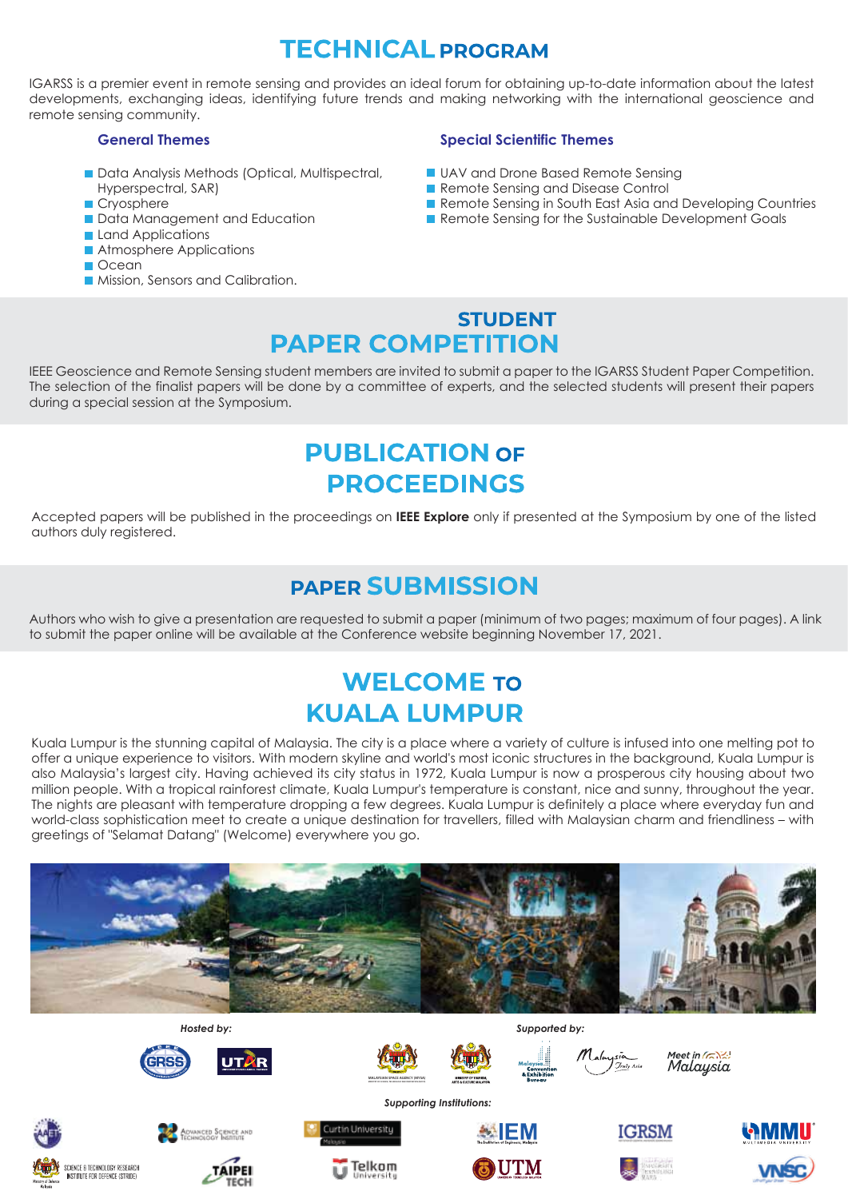# TECHNICAL PROGRAM

IGARSS is a premier event in remote sensing and provides an ideal forum for obtaining up-to-date information about the latest developments, exchanging ideas, identifying future trends and making networking with the international geoscience and remote sensing community.

### General Themes

- Data Analysis Methods (Optical, Multispectral, Hyperspectral, SAR)
- Cryosphere
- Data Management and Education
- Land Applications
- Atmosphere Applications
- Ocean
- Mission, Sensors and Calibration.

### Special Scientific Themes

- UAV and Drone Based Remote Sensing
- Remote Sensing and Disease Control
- Remote Sensing in South East Asia and Developing Countries
- Remote Sensing for the Sustainable Development Goals

# STUDENT PAPER COMPETITION

IEEE Geoscience and Remote Sensing student members are invited to submit a paper to the IGARSS Student Paper Competition. The selection of the finalist papers will be done by a committee of experts, and the selected students will present their papers during a special session at the Symposium.

# PUBLICATION OF PROCEEDINGS

Accepted papers will be published in the proceedings on **IEEE Explore** only if presented at the Symposium by one of the listed authors duly registered.

# PAPER SUBMISSION

Authors who wish to give a presentation are requested to submit a paper (minimum of two pages; maximum of four pages). A link to submit the paper online will be available at the Conference website beginning November 17, 2021.

# WELCOME TO KUALA LUMPUR

Kuala Lumpur is the stunning capital of Malaysia. The city is a place where a variety of culture is infused into one melting pot to offer a unique experience to visitors. With modern skyline and world's most iconic structures in the background, Kuala Lumpur is also Malaysia's largest city. Having achieved its city status in 1972, Kuala Lumpur is now a prosperous city housing about two million people. With a tropical rainforest climate, Kuala Lumpur's temperature is constant, nice and sunny, throughout the year. The nights are pleasant with temperature dropping a few degrees. Kuala Lumpur is definitely a place where everyday fun and world-class sophistication meet to create a unique destination for travellers, filled with Malaysian charm and friendliness – with greetings of "Selamat Datang" (Welcome) everywhere you go.

*Hosted by:*

GRSS, UTAR

*Supported by:*

Malaysian Space Agency (MYSA), Ministry of Tourism, Arts & Culture Malaysia, Malaysia Convention & Exhibition Bureau, Malaysia Truly Asia, Meet in Malaysia

*Supporting Institutions:*

AAET, Advanced Science and Technology Institute, Curtin University Malaysia, IEM The Institution of Engineers, Malaysia, IGRSM, MMU Multimedia University, Science & Technology Research Institute for Defence (STRIDE), Taipei Tech, Telkom University, UTM, Universiti Teknologi MARA, VNSC